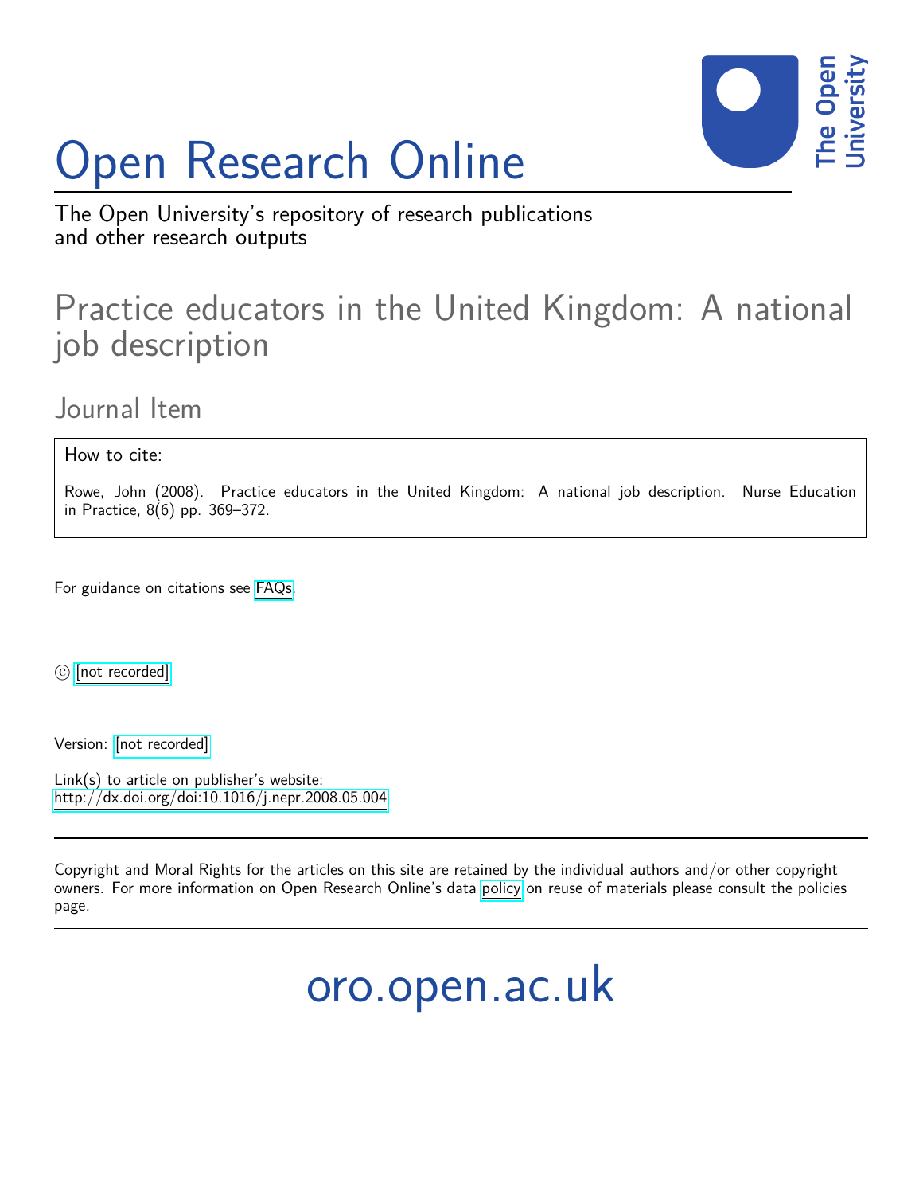# Open Research Online

The Open University's repository of research publications and other research outputs

## Practice educators in the United Kingdom: A national job description

### Journal Item

How to cite:

Rowe, John (2008). Practice educators in the United Kingdom: A national job description. Nurse Education in Practice, 8(6) pp. 369–372.

For guidance on citations see FAQs.

© [not recorded]

Version: [not recorded]

Link(s) to article on publisher's website:
http://dx.doi.org/doi:10.1016/j.nepr.2008.05.004

Copyright and Moral Rights for the articles on this site are retained by the individual authors and/or other copyright owners. For more information on Open Research Online's data policy on reuse of materials please consult the policies page.

oro.open.ac.uk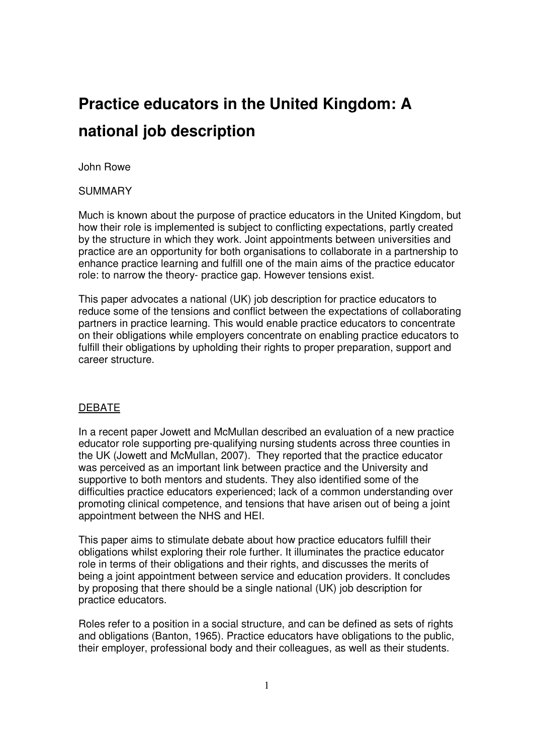# Practice educators in the United Kingdom: A national job description

John Rowe

SUMMARY

Much is known about the purpose of practice educators in the United Kingdom, but how their role is implemented is subject to conflicting expectations, partly created by the structure in which they work. Joint appointments between universities and practice are an opportunity for both organisations to collaborate in a partnership to enhance practice learning and fulfill one of the main aims of the practice educator role: to narrow the theory- practice gap. However tensions exist.

This paper advocates a national (UK) job description for practice educators to reduce some of the tensions and conflict between the expectations of collaborating partners in practice learning. This would enable practice educators to concentrate on their obligations while employers concentrate on enabling practice educators to fulfill their obligations by upholding their rights to proper preparation, support and career structure.

## DEBATE

In a recent paper Jowett and McMullan described an evaluation of a new practice educator role supporting pre-qualifying nursing students across three counties in the UK (Jowett and McMullan, 2007). They reported that the practice educator was perceived as an important link between practice and the University and supportive to both mentors and students. They also identified some of the difficulties practice educators experienced; lack of a common understanding over promoting clinical competence, and tensions that have arisen out of being a joint appointment between the NHS and HEI.

This paper aims to stimulate debate about how practice educators fulfill their obligations whilst exploring their role further. It illuminates the practice educator role in terms of their obligations and their rights, and discusses the merits of being a joint appointment between service and education providers. It concludes by proposing that there should be a single national (UK) job description for practice educators.

Roles refer to a position in a social structure, and can be defined as sets of rights and obligations (Banton, 1965). Practice educators have obligations to the public, their employer, professional body and their colleagues, as well as their students.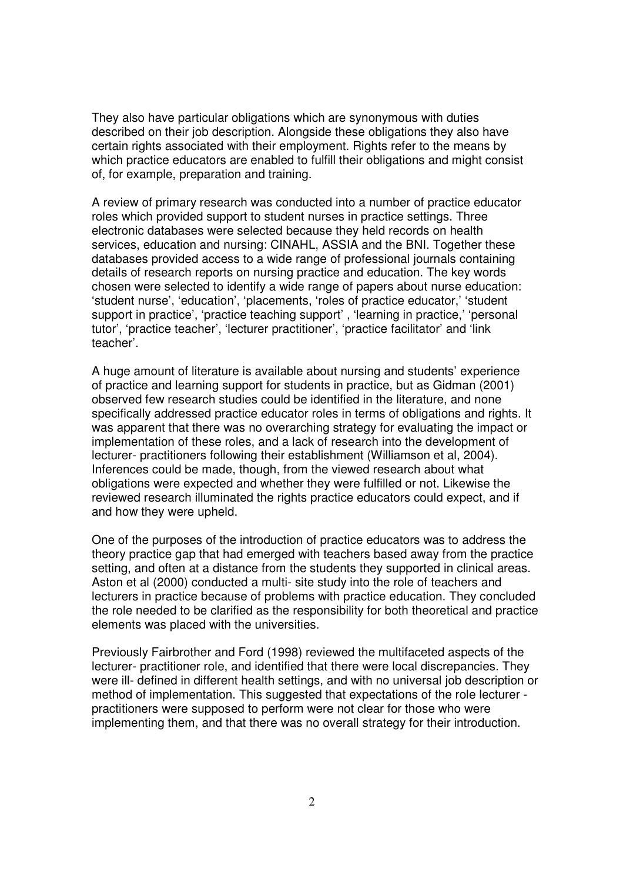They also have particular obligations which are synonymous with duties described on their job description. Alongside these obligations they also have certain rights associated with their employment. Rights refer to the means by which practice educators are enabled to fulfill their obligations and might consist of, for example, preparation and training.

A review of primary research was conducted into a number of practice educator roles which provided support to student nurses in practice settings. Three electronic databases were selected because they held records on health services, education and nursing: CINAHL, ASSIA and the BNI. Together these databases provided access to a wide range of professional journals containing details of research reports on nursing practice and education. The key words chosen were selected to identify a wide range of papers about nurse education: 'student nurse', 'education', 'placements, 'roles of practice educator,' 'student support in practice', 'practice teaching support' , 'learning in practice,' 'personal tutor', 'practice teacher', 'lecturer practitioner', 'practice facilitator' and 'link teacher'.

A huge amount of literature is available about nursing and students' experience of practice and learning support for students in practice, but as Gidman (2001) observed few research studies could be identified in the literature, and none specifically addressed practice educator roles in terms of obligations and rights. It was apparent that there was no overarching strategy for evaluating the impact or implementation of these roles, and a lack of research into the development of lecturer- practitioners following their establishment (Williamson et al, 2004). Inferences could be made, though, from the viewed research about what obligations were expected and whether they were fulfilled or not. Likewise the reviewed research illuminated the rights practice educators could expect, and if and how they were upheld.

One of the purposes of the introduction of practice educators was to address the theory practice gap that had emerged with teachers based away from the practice setting, and often at a distance from the students they supported in clinical areas. Aston et al (2000) conducted a multi- site study into the role of teachers and lecturers in practice because of problems with practice education. They concluded the role needed to be clarified as the responsibility for both theoretical and practice elements was placed with the universities.

Previously Fairbrother and Ford (1998) reviewed the multifaceted aspects of the lecturer- practitioner role, and identified that there were local discrepancies. They were ill- defined in different health settings, and with no universal job description or method of implementation. This suggested that expectations of the role lecturer - practitioners were supposed to perform were not clear for those who were implementing them, and that there was no overall strategy for their introduction.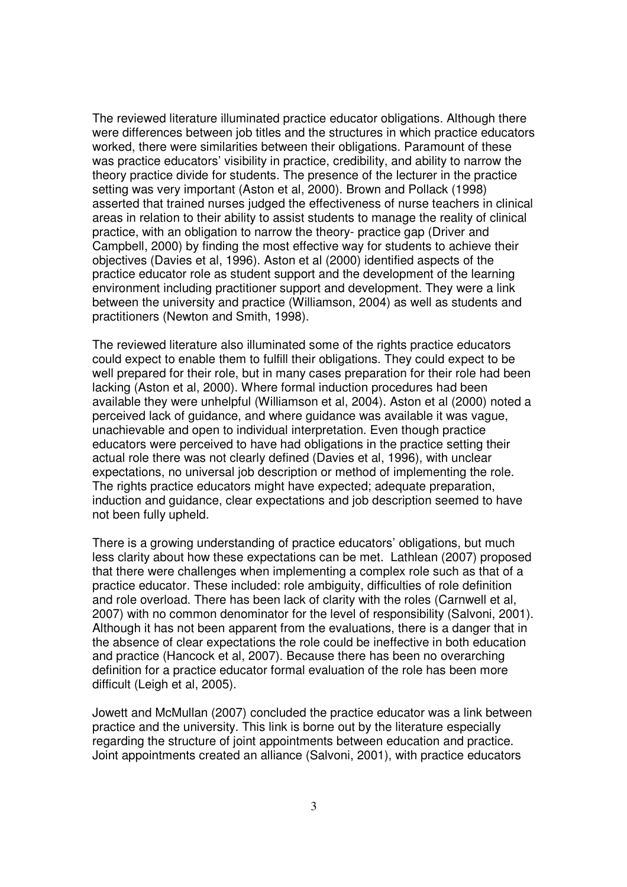The reviewed literature illuminated practice educator obligations. Although there were differences between job titles and the structures in which practice educators worked, there were similarities between their obligations. Paramount of these was practice educators' visibility in practice, credibility, and ability to narrow the theory practice divide for students. The presence of the lecturer in the practice setting was very important (Aston et al, 2000). Brown and Pollack (1998) asserted that trained nurses judged the effectiveness of nurse teachers in clinical areas in relation to their ability to assist students to manage the reality of clinical practice, with an obligation to narrow the theory- practice gap (Driver and Campbell, 2000) by finding the most effective way for students to achieve their objectives (Davies et al, 1996). Aston et al (2000) identified aspects of the practice educator role as student support and the development of the learning environment including practitioner support and development. They were a link between the university and practice (Williamson, 2004) as well as students and practitioners (Newton and Smith, 1998).

The reviewed literature also illuminated some of the rights practice educators could expect to enable them to fulfill their obligations. They could expect to be well prepared for their role, but in many cases preparation for their role had been lacking (Aston et al, 2000). Where formal induction procedures had been available they were unhelpful (Williamson et al, 2004). Aston et al (2000) noted a perceived lack of guidance, and where guidance was available it was vague, unachievable and open to individual interpretation. Even though practice educators were perceived to have had obligations in the practice setting their actual role there was not clearly defined (Davies et al, 1996), with unclear expectations, no universal job description or method of implementing the role. The rights practice educators might have expected; adequate preparation, induction and guidance, clear expectations and job description seemed to have not been fully upheld.

There is a growing understanding of practice educators' obligations, but much less clarity about how these expectations can be met. Lathlean (2007) proposed that there were challenges when implementing a complex role such as that of a practice educator. These included: role ambiguity, difficulties of role definition and role overload. There has been lack of clarity with the roles (Carnwell et al, 2007) with no common denominator for the level of responsibility (Salvoni, 2001). Although it has not been apparent from the evaluations, there is a danger that in the absence of clear expectations the role could be ineffective in both education and practice (Hancock et al, 2007). Because there has been no overarching definition for a practice educator formal evaluation of the role has been more difficult (Leigh et al, 2005).

Jowett and McMullan (2007) concluded the practice educator was a link between practice and the university. This link is borne out by the literature especially regarding the structure of joint appointments between education and practice. Joint appointments created an alliance (Salvoni, 2001), with practice educators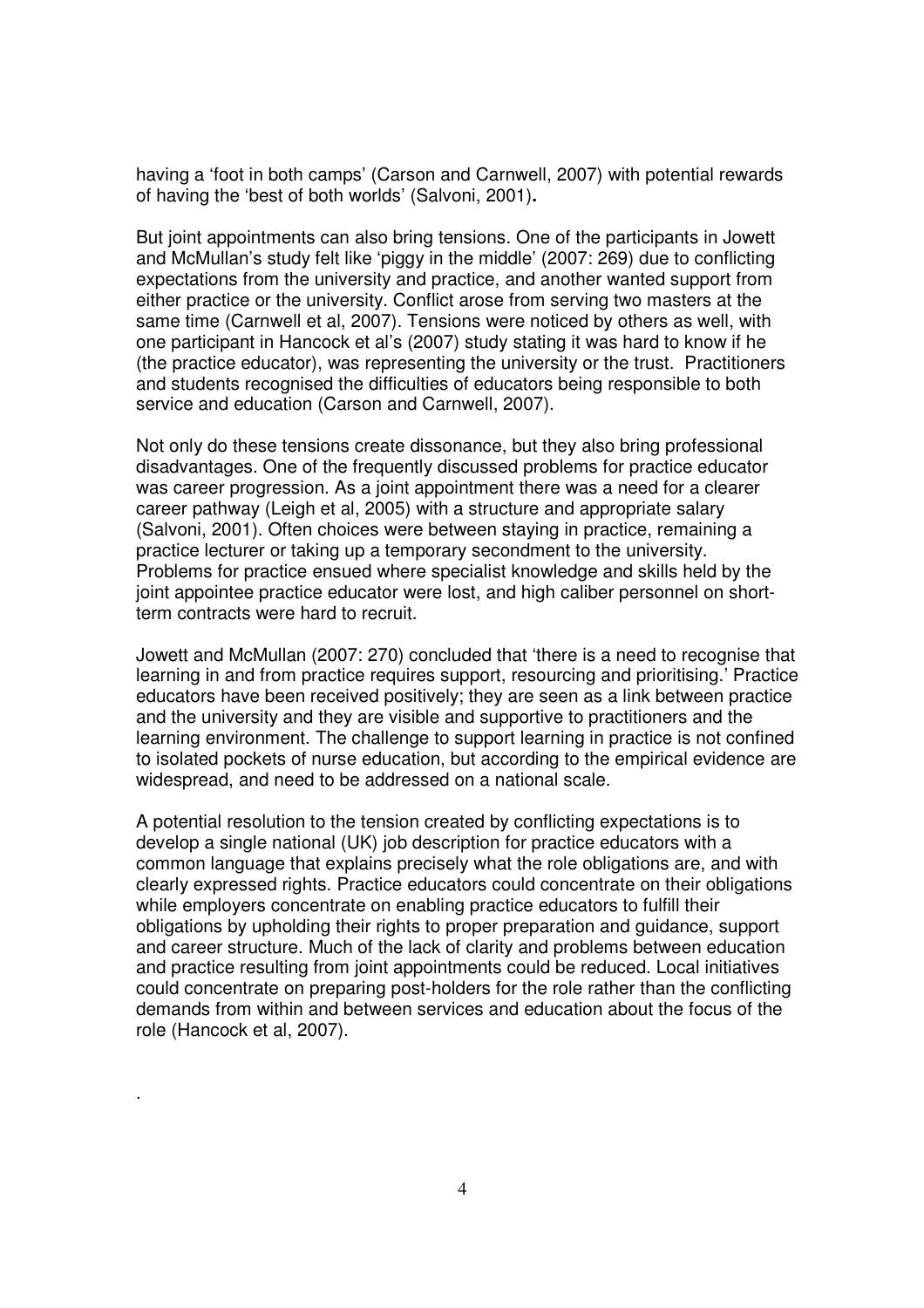having a 'foot in both camps' (Carson and Carnwell, 2007) with potential rewards of having the 'best of both worlds' (Salvoni, 2001).

But joint appointments can also bring tensions. One of the participants in Jowett and McMullan's study felt like 'piggy in the middle' (2007: 269) due to conflicting expectations from the university and practice, and another wanted support from either practice or the university. Conflict arose from serving two masters at the same time (Carnwell et al, 2007). Tensions were noticed by others as well, with one participant in Hancock et al's (2007) study stating it was hard to know if he (the practice educator), was representing the university or the trust. Practitioners and students recognised the difficulties of educators being responsible to both service and education (Carson and Carnwell, 2007).

Not only do these tensions create dissonance, but they also bring professional disadvantages. One of the frequently discussed problems for practice educator was career progression. As a joint appointment there was a need for a clearer career pathway (Leigh et al, 2005) with a structure and appropriate salary (Salvoni, 2001). Often choices were between staying in practice, remaining a practice lecturer or taking up a temporary secondment to the university. Problems for practice ensued where specialist knowledge and skills held by the joint appointee practice educator were lost, and high caliber personnel on short-term contracts were hard to recruit.

Jowett and McMullan (2007: 270) concluded that 'there is a need to recognise that learning in and from practice requires support, resourcing and prioritising.' Practice educators have been received positively; they are seen as a link between practice and the university and they are visible and supportive to practitioners and the learning environment. The challenge to support learning in practice is not confined to isolated pockets of nurse education, but according to the empirical evidence are widespread, and need to be addressed on a national scale.

A potential resolution to the tension created by conflicting expectations is to develop a single national (UK) job description for practice educators with a common language that explains precisely what the role obligations are, and with clearly expressed rights. Practice educators could concentrate on their obligations while employers concentrate on enabling practice educators to fulfill their obligations by upholding their rights to proper preparation and guidance, support and career structure. Much of the lack of clarity and problems between education and practice resulting from joint appointments could be reduced. Local initiatives could concentrate on preparing post-holders for the role rather than the conflicting demands from within and between services and education about the focus of the role (Hancock et al, 2007).

.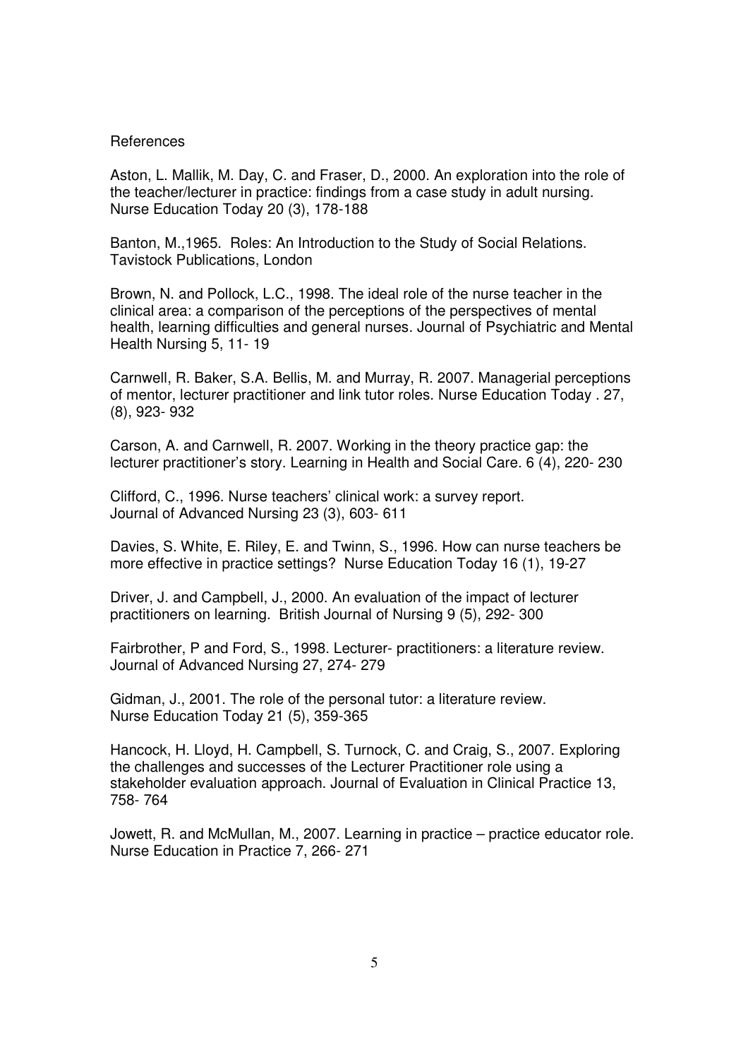References

Aston, L. Mallik, M. Day, C. and Fraser, D., 2000. An exploration into the role of the teacher/lecturer in practice: findings from a case study in adult nursing. Nurse Education Today 20 (3), 178-188

Banton, M.,1965. Roles: An Introduction to the Study of Social Relations. Tavistock Publications, London

Brown, N. and Pollock, L.C., 1998. The ideal role of the nurse teacher in the clinical area: a comparison of the perceptions of the perspectives of mental health, learning difficulties and general nurses. Journal of Psychiatric and Mental Health Nursing 5, 11- 19

Carnwell, R. Baker, S.A. Bellis, M. and Murray, R. 2007. Managerial perceptions of mentor, lecturer practitioner and link tutor roles. Nurse Education Today . 27, (8), 923- 932

Carson, A. and Carnwell, R. 2007. Working in the theory practice gap: the lecturer practitioner's story. Learning in Health and Social Care. 6 (4), 220- 230

Clifford, C., 1996. Nurse teachers' clinical work: a survey report. Journal of Advanced Nursing 23 (3), 603- 611

Davies, S. White, E. Riley, E. and Twinn, S., 1996. How can nurse teachers be more effective in practice settings? Nurse Education Today 16 (1), 19-27

Driver, J. and Campbell, J., 2000. An evaluation of the impact of lecturer practitioners on learning. British Journal of Nursing 9 (5), 292- 300

Fairbrother, P and Ford, S., 1998. Lecturer- practitioners: a literature review. Journal of Advanced Nursing 27, 274- 279

Gidman, J., 2001. The role of the personal tutor: a literature review. Nurse Education Today 21 (5), 359-365

Hancock, H. Lloyd, H. Campbell, S. Turnock, C. and Craig, S., 2007. Exploring the challenges and successes of the Lecturer Practitioner role using a stakeholder evaluation approach. Journal of Evaluation in Clinical Practice 13, 758- 764

Jowett, R. and McMullan, M., 2007. Learning in practice – practice educator role. Nurse Education in Practice 7, 266- 271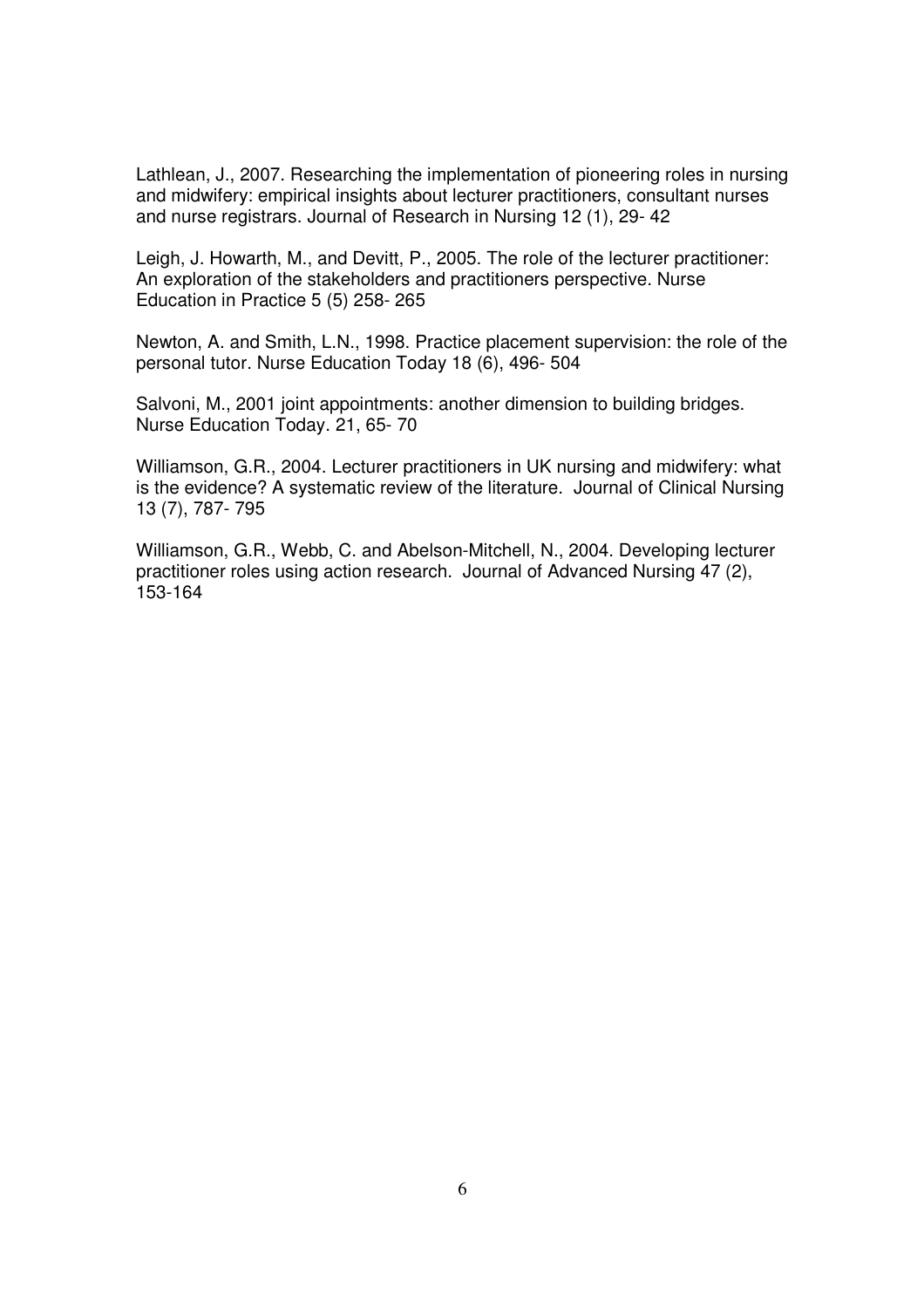Lathlean, J., 2007. Researching the implementation of pioneering roles in nursing and midwifery: empirical insights about lecturer practitioners, consultant nurses and nurse registrars. Journal of Research in Nursing 12 (1), 29- 42

Leigh, J. Howarth, M., and Devitt, P., 2005. The role of the lecturer practitioner: An exploration of the stakeholders and practitioners perspective. Nurse Education in Practice 5 (5) 258- 265

Newton, A. and Smith, L.N., 1998. Practice placement supervision: the role of the personal tutor. Nurse Education Today 18 (6), 496- 504

Salvoni, M., 2001 joint appointments: another dimension to building bridges. Nurse Education Today. 21, 65- 70

Williamson, G.R., 2004. Lecturer practitioners in UK nursing and midwifery: what is the evidence? A systematic review of the literature. Journal of Clinical Nursing 13 (7), 787- 795

Williamson, G.R., Webb, C. and Abelson-Mitchell, N., 2004. Developing lecturer practitioner roles using action research. Journal of Advanced Nursing 47 (2), 153-164